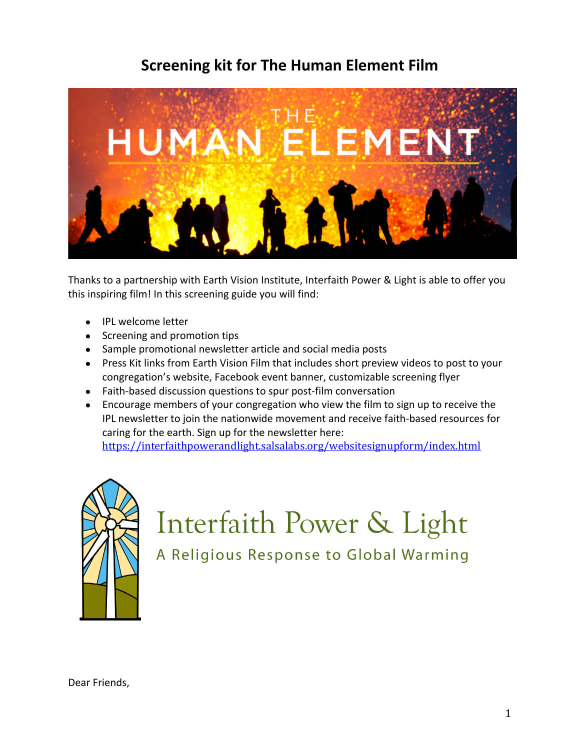# Screening kit for The Human Element Film

Thanks to a partnership with Earth Vision Institute, Interfaith Power & Light is able to offer you this inspiring film! In this screening guide you will find:

- IPL welcome letter
- Screening and promotion tips
- Sample promotional newsletter article and social media posts
- Press Kit links from Earth Vision Film that includes short preview videos to post to your congregation's website, Facebook event banner, customizable screening flyer
- Faith-based discussion questions to spur post-film conversation
- Encourage members of your congregation who view the film to sign up to receive the IPL newsletter to join the nationwide movement and receive faith-based resources for caring for the earth. Sign up for the newsletter here: https://interfaithpowerandlight.salsalabs.org/websitesignupform/index.html

Interfaith Power & Light

A Religious Response to Global Warming

Dear Friends,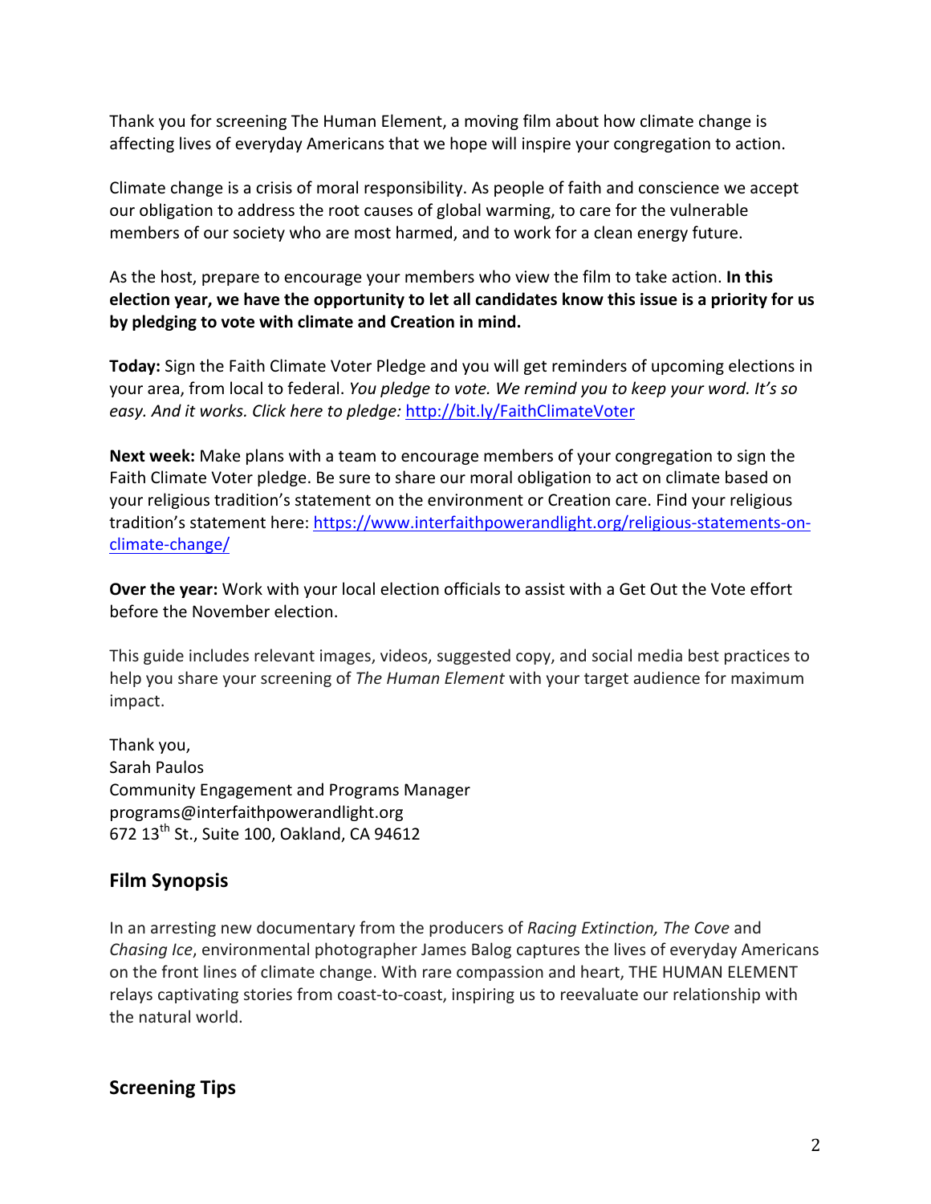Thank you for screening The Human Element, a moving film about how climate change is affecting lives of everyday Americans that we hope will inspire your congregation to action.

Climate change is a crisis of moral responsibility. As people of faith and conscience we accept our obligation to address the root causes of global warming, to care for the vulnerable members of our society who are most harmed, and to work for a clean energy future.

As the host, prepare to encourage your members who view the film to take action. **In this election year, we have the opportunity to let all candidates know this issue is a priority for us by pledging to vote with climate and Creation in mind.**

**Today:** Sign the Faith Climate Voter Pledge and you will get reminders of upcoming elections in your area, from local to federal. *You pledge to vote. We remind you to keep your word. It's so easy. And it works. Click here to pledge:* http://bit.ly/FaithClimateVoter

**Next week:** Make plans with a team to encourage members of your congregation to sign the Faith Climate Voter pledge. Be sure to share our moral obligation to act on climate based on your religious tradition's statement on the environment or Creation care. Find your religious tradition's statement here: https://www.interfaithpowerandlight.org/religious-statements-on-climate-change/

**Over the year:** Work with your local election officials to assist with a Get Out the Vote effort before the November election.

This guide includes relevant images, videos, suggested copy, and social media best practices to help you share your screening of *The Human Element* with your target audience for maximum impact.

Thank you,
Sarah Paulos
Community Engagement and Programs Manager
programs@interfaithpowerandlight.org
672 13th St., Suite 100, Oakland, CA 94612

## Film Synopsis

In an arresting new documentary from the producers of *Racing Extinction, The Cove* and *Chasing Ice*, environmental photographer James Balog captures the lives of everyday Americans on the front lines of climate change. With rare compassion and heart, THE HUMAN ELEMENT relays captivating stories from coast-to-coast, inspiring us to reevaluate our relationship with the natural world.

## Screening Tips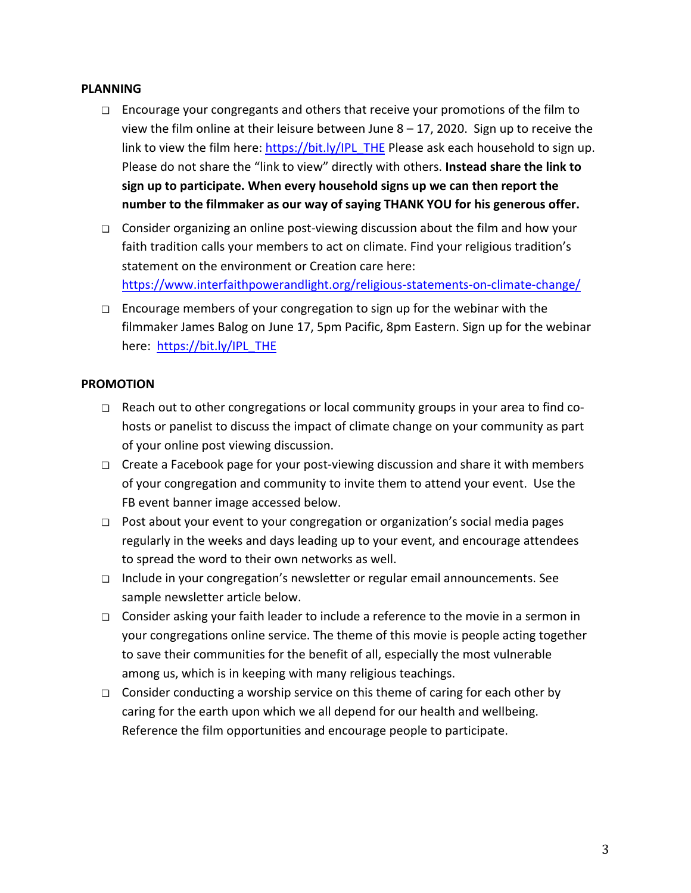**PLANNING**

- ❑ Encourage your congregants and others that receive your promotions of the film to view the film online at their leisure between June 8 – 17, 2020. Sign up to receive the link to view the film here: https://bit.ly/IPL_THE Please ask each household to sign up. Please do not share the "link to view" directly with others. **Instead share the link to sign up to participate. When every household signs up we can then report the number to the filmmaker as our way of saying THANK YOU for his generous offer.**
- ❑ Consider organizing an online post-viewing discussion about the film and how your faith tradition calls your members to act on climate. Find your religious tradition's statement on the environment or Creation care here: https://www.interfaithpowerandlight.org/religious-statements-on-climate-change/
- ❑ Encourage members of your congregation to sign up for the webinar with the filmmaker James Balog on June 17, 5pm Pacific, 8pm Eastern. Sign up for the webinar here: https://bit.ly/IPL_THE

**PROMOTION**

- ❑ Reach out to other congregations or local community groups in your area to find co-hosts or panelist to discuss the impact of climate change on your community as part of your online post viewing discussion.
- ❑ Create a Facebook page for your post-viewing discussion and share it with members of your congregation and community to invite them to attend your event. Use the FB event banner image accessed below.
- ❑ Post about your event to your congregation or organization's social media pages regularly in the weeks and days leading up to your event, and encourage attendees to spread the word to their own networks as well.
- ❑ Include in your congregation's newsletter or regular email announcements. See sample newsletter article below.
- ❑ Consider asking your faith leader to include a reference to the movie in a sermon in your congregations online service. The theme of this movie is people acting together to save their communities for the benefit of all, especially the most vulnerable among us, which is in keeping with many religious teachings.
- ❑ Consider conducting a worship service on this theme of caring for each other by caring for the earth upon which we all depend for our health and wellbeing. Reference the film opportunities and encourage people to participate.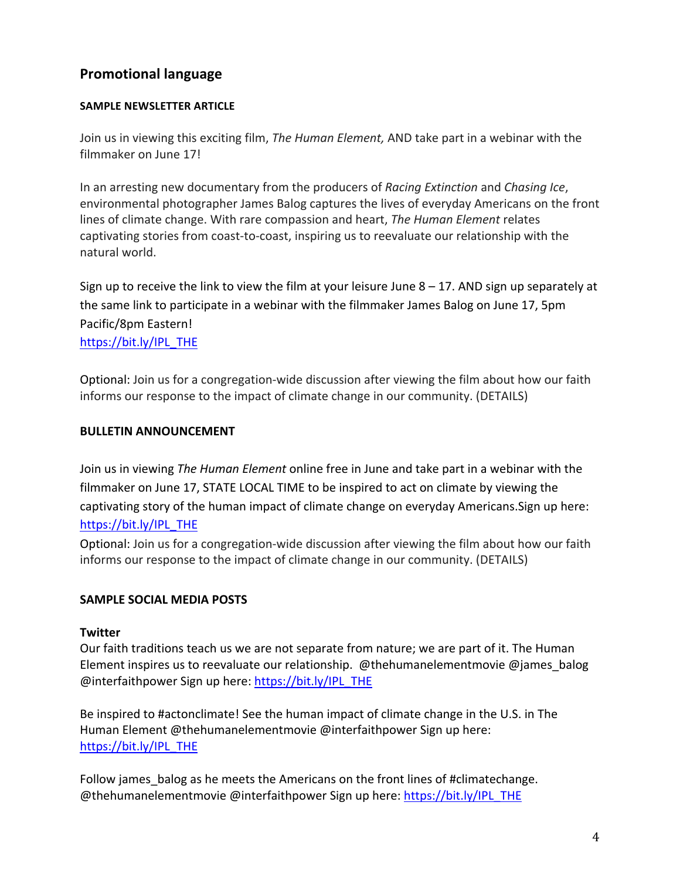## Promotional language

#### SAMPLE NEWSLETTER ARTICLE

Join us in viewing this exciting film, *The Human Element,* AND take part in a webinar with the filmmaker on June 17!

In an arresting new documentary from the producers of *Racing Extinction* and *Chasing Ice*, environmental photographer James Balog captures the lives of everyday Americans on the front lines of climate change. With rare compassion and heart, *The Human Element* relates captivating stories from coast-to-coast, inspiring us to reevaluate our relationship with the natural world.

Sign up to receive the link to view the film at your leisure June 8 – 17. AND sign up separately at the same link to participate in a webinar with the filmmaker James Balog on June 17, 5pm Pacific/8pm Eastern!
https://bit.ly/IPL_THE

Optional: Join us for a congregation-wide discussion after viewing the film about how our faith informs our response to the impact of climate change in our community. (DETAILS)

#### BULLETIN ANNOUNCEMENT

Join us in viewing *The Human Element* online free in June and take part in a webinar with the filmmaker on June 17, STATE LOCAL TIME to be inspired to act on climate by viewing the captivating story of the human impact of climate change on everyday Americans.Sign up here: https://bit.ly/IPL_THE

Optional: Join us for a congregation-wide discussion after viewing the film about how our faith informs our response to the impact of climate change in our community. (DETAILS)

#### SAMPLE SOCIAL MEDIA POSTS

**Twitter**

Our faith traditions teach us we are not separate from nature; we are part of it. The Human Element inspires us to reevaluate our relationship. @thehumanelementmovie @james_balog @interfaithpower Sign up here: https://bit.ly/IPL_THE

Be inspired to #actonclimate! See the human impact of climate change in the U.S. in The Human Element @thehumanelementmovie @interfaithpower Sign up here: https://bit.ly/IPL_THE

Follow james_balog as he meets the Americans on the front lines of #climatechange. @thehumanelementmovie @interfaithpower Sign up here: https://bit.ly/IPL_THE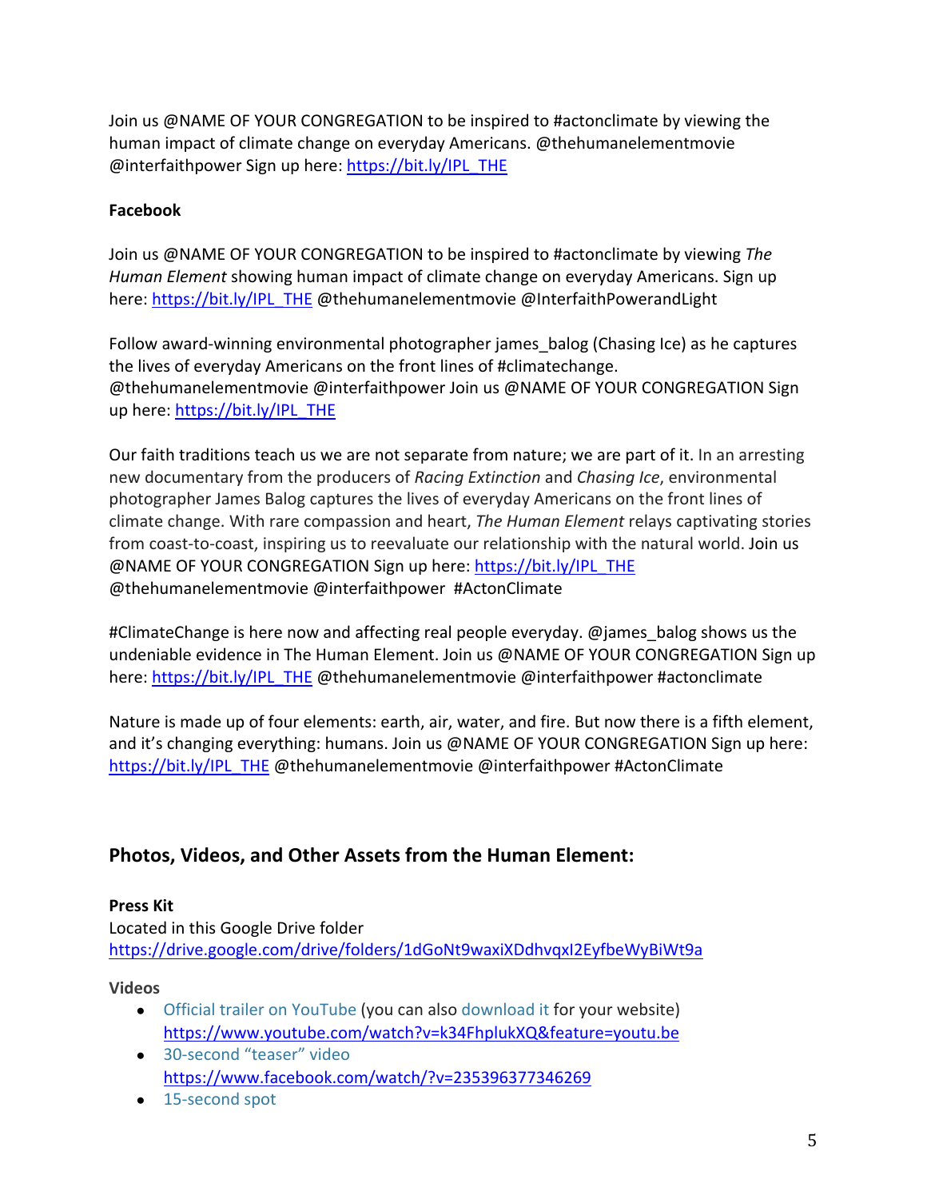Join us @NAME OF YOUR CONGREGATION to be inspired to #actonclimate by viewing the human impact of climate change on everyday Americans. @thehumanelementmovie @interfaithpower Sign up here: https://bit.ly/IPL_THE

**Facebook**

Join us @NAME OF YOUR CONGREGATION to be inspired to #actonclimate by viewing *The Human Element* showing human impact of climate change on everyday Americans. Sign up here: https://bit.ly/IPL_THE @thehumanelementmovie @InterfaithPowerandLight

Follow award-winning environmental photographer james_balog (Chasing Ice) as he captures the lives of everyday Americans on the front lines of #climatechange. @thehumanelementmovie @interfaithpower Join us @NAME OF YOUR CONGREGATION Sign up here: https://bit.ly/IPL_THE

Our faith traditions teach us we are not separate from nature; we are part of it. In an arresting new documentary from the producers of *Racing Extinction* and *Chasing Ice*, environmental photographer James Balog captures the lives of everyday Americans on the front lines of climate change. With rare compassion and heart, *The Human Element* relays captivating stories from coast-to-coast, inspiring us to reevaluate our relationship with the natural world. Join us @NAME OF YOUR CONGREGATION Sign up here: https://bit.ly/IPL_THE @thehumanelementmovie @interfaithpower #ActonClimate

#ClimateChange is here now and affecting real people everyday. @james_balog shows us the undeniable evidence in The Human Element. Join us @NAME OF YOUR CONGREGATION Sign up here: https://bit.ly/IPL_THE @thehumanelementmovie @interfaithpower #actonclimate

Nature is made up of four elements: earth, air, water, and fire. But now there is a fifth element, and it's changing everything: humans. Join us @NAME OF YOUR CONGREGATION Sign up here: https://bit.ly/IPL_THE @thehumanelementmovie @interfaithpower #ActonClimate

## Photos, Videos, and Other Assets from the Human Element:

**Press Kit**
Located in this Google Drive folder
https://drive.google.com/drive/folders/1dGoNt9waxiXDdhvqxI2EyfbeWyBiWt9a

**Videos**

- Official trailer on YouTube (you can also download it for your website)
  https://www.youtube.com/watch?v=k34FhplukXQ&feature=youtu.be
- 30-second "teaser" video
  https://www.facebook.com/watch/?v=235396377346269
- 15-second spot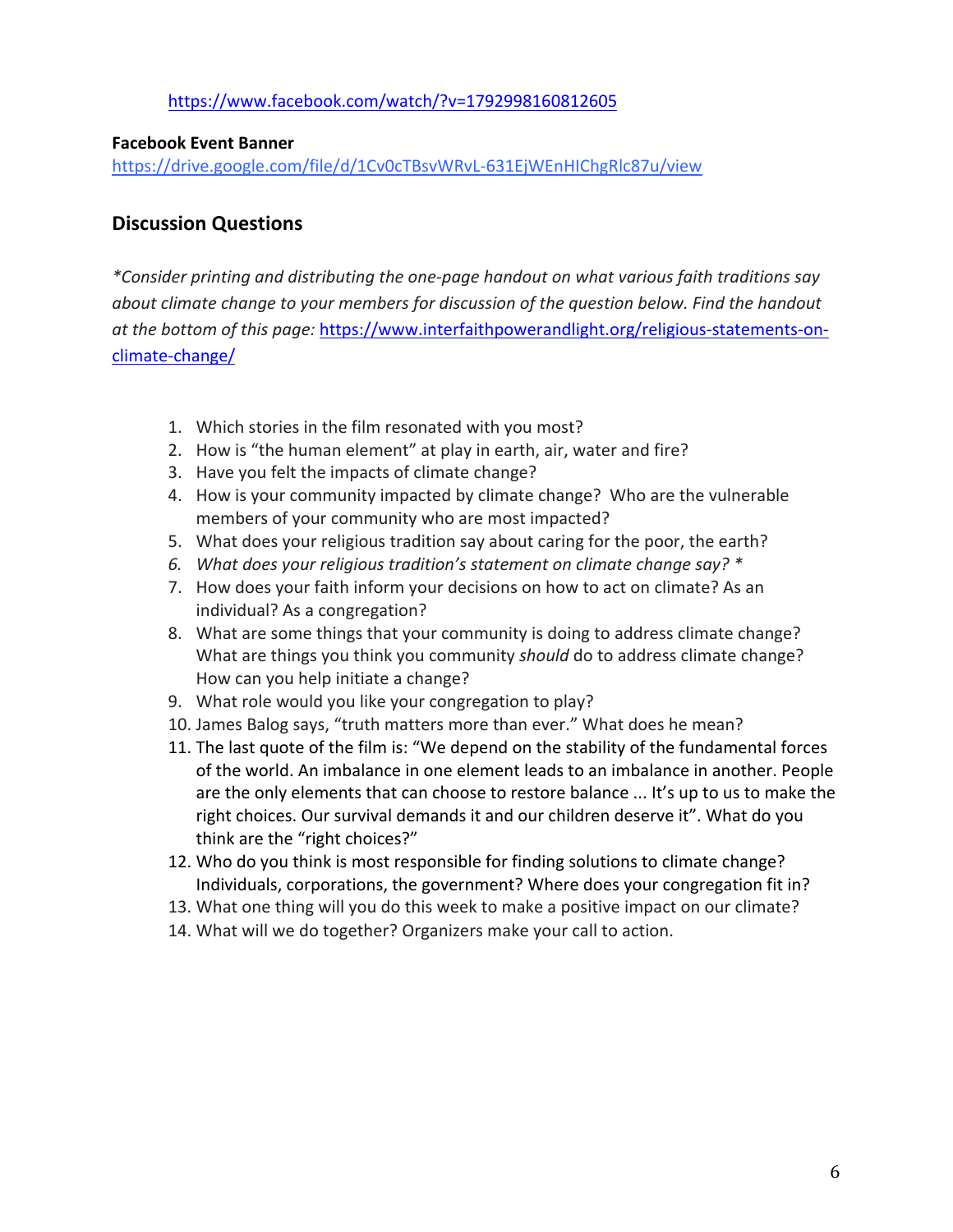https://www.facebook.com/watch/?v=1792998160812605

**Facebook Event Banner**
https://drive.google.com/file/d/1Cv0cTBsvWRvL-631EjWEnHIChgRlc87u/view

## Discussion Questions

*\*Consider printing and distributing the one-page handout on what various faith traditions say about climate change to your members for discussion of the question below. Find the handout at the bottom of this page:* https://www.interfaithpowerandlight.org/religious-statements-on-climate-change/

1. Which stories in the film resonated with you most?
2. How is "the human element" at play in earth, air, water and fire?
3. Have you felt the impacts of climate change?
4. How is your community impacted by climate change? Who are the vulnerable members of your community who are most impacted?
5. What does your religious tradition say about caring for the poor, the earth?
6. *What does your religious tradition's statement on climate change say? \**
7. How does your faith inform your decisions on how to act on climate? As an individual? As a congregation?
8. What are some things that your community is doing to address climate change? What are things you think you community *should* do to address climate change? How can you help initiate a change?
9. What role would you like your congregation to play?
10. James Balog says, "truth matters more than ever." What does he mean?
11. The last quote of the film is: "We depend on the stability of the fundamental forces of the world. An imbalance in one element leads to an imbalance in another. People are the only elements that can choose to restore balance ... It's up to us to make the right choices. Our survival demands it and our children deserve it". What do you think are the "right choices?"
12. Who do you think is most responsible for finding solutions to climate change? Individuals, corporations, the government? Where does your congregation fit in?
13. What one thing will you do this week to make a positive impact on our climate?
14. What will we do together? Organizers make your call to action.